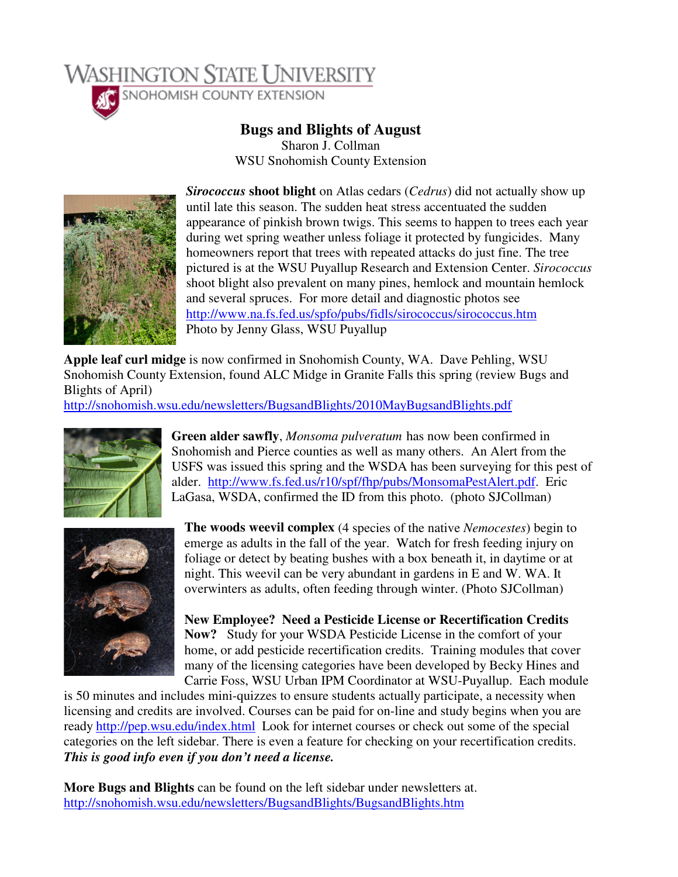WASHINGTON STATE UNIVERSITY
SNOHOMISH COUNTY EXTENSION

# Bugs and Blights of August

Sharon J. Collman
WSU Snohomish County Extension

***Sirococcus* shoot blight** on Atlas cedars (*Cedrus*) did not actually show up until late this season. The sudden heat stress accentuated the sudden appearance of pinkish brown twigs. This seems to happen to trees each year during wet spring weather unless foliage it protected by fungicides. Many homeowners report that trees with repeated attacks do just fine. The tree pictured is at the WSU Puyallup Research and Extension Center. *Sirococcus* shoot blight also prevalent on many pines, hemlock and mountain hemlock and several spruces. For more detail and diagnostic photos see http://www.na.fs.fed.us/spfo/pubs/fidls/sirococcus/sirococcus.htm
Photo by Jenny Glass, WSU Puyallup

**Apple leaf curl midge** is now confirmed in Snohomish County, WA. Dave Pehling, WSU Snohomish County Extension, found ALC Midge in Granite Falls this spring (review Bugs and Blights of April)
http://snohomish.wsu.edu/newsletters/BugsandBlights/2010MayBugsandBlights.pdf

**Green alder sawfly**, *Monsoma pulveratum* has now been confirmed in Snohomish and Pierce counties as well as many others. An Alert from the USFS was issued this spring and the WSDA has been surveying for this pest of alder. http://www.fs.fed.us/r10/spf/fhp/pubs/MonsomaPestAlert.pdf. Eric LaGasa, WSDA, confirmed the ID from this photo. (photo SJCollman)

**The woods weevil complex** (4 species of the native *Nemocestes*) begin to emerge as adults in the fall of the year. Watch for fresh feeding injury on foliage or detect by beating bushes with a box beneath it, in daytime or at night. This weevil can be very abundant in gardens in E and W. WA. It overwinters as adults, often feeding through winter. (Photo SJCollman)

**New Employee? Need a Pesticide License or Recertification Credits Now?** Study for your WSDA Pesticide License in the comfort of your home, or add pesticide recertification credits. Training modules that cover many of the licensing categories have been developed by Becky Hines and Carrie Foss, WSU Urban IPM Coordinator at WSU-Puyallup. Each module is 50 minutes and includes mini-quizzes to ensure students actually participate, a necessity when licensing and credits are involved. Courses can be paid for on-line and study begins when you are ready http://pep.wsu.edu/index.html Look for internet courses or check out some of the special categories on the left sidebar. There is even a feature for checking on your recertification credits. ***This is good info even if you don't need a license.***

**More Bugs and Blights** can be found on the left sidebar under newsletters at.
http://snohomish.wsu.edu/newsletters/BugsandBlights/BugsandBlights.htm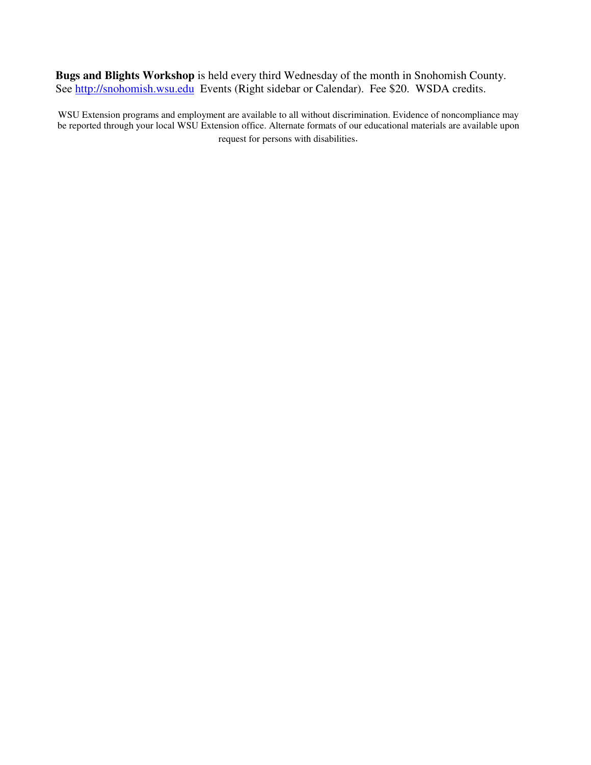**Bugs and Blights Workshop** is held every third Wednesday of the month in Snohomish County. See http://snohomish.wsu.edu Events (Right sidebar or Calendar). Fee $20. WSDA credits.

WSU Extension programs and employment are available to all without discrimination. Evidence of noncompliance may be reported through your local WSU Extension office. Alternate formats of our educational materials are available upon request for persons with disabilities.